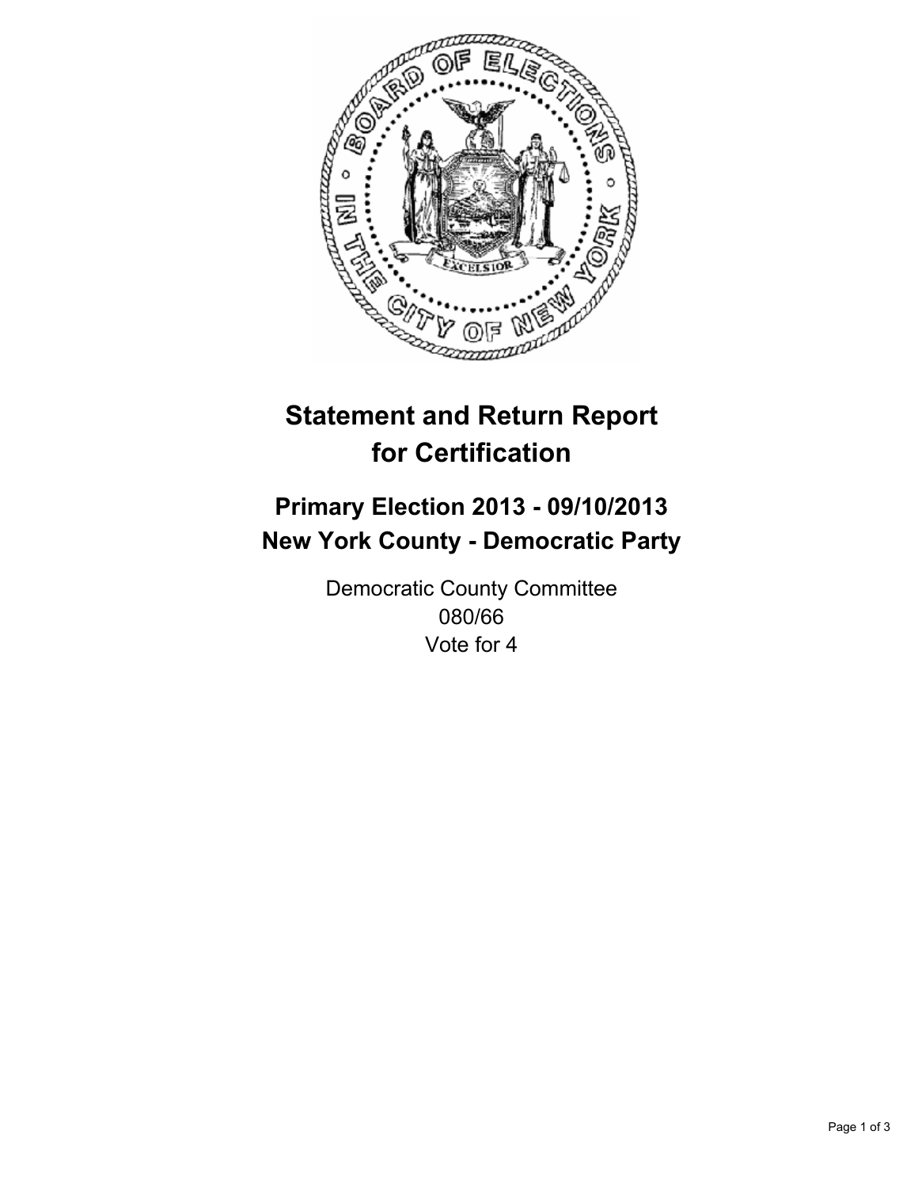# Statement and Return Report for Certification

## Primary Election 2013 - 09/10/2013
## New York County - Democratic Party

Democratic County Committee
080/66
Vote for 4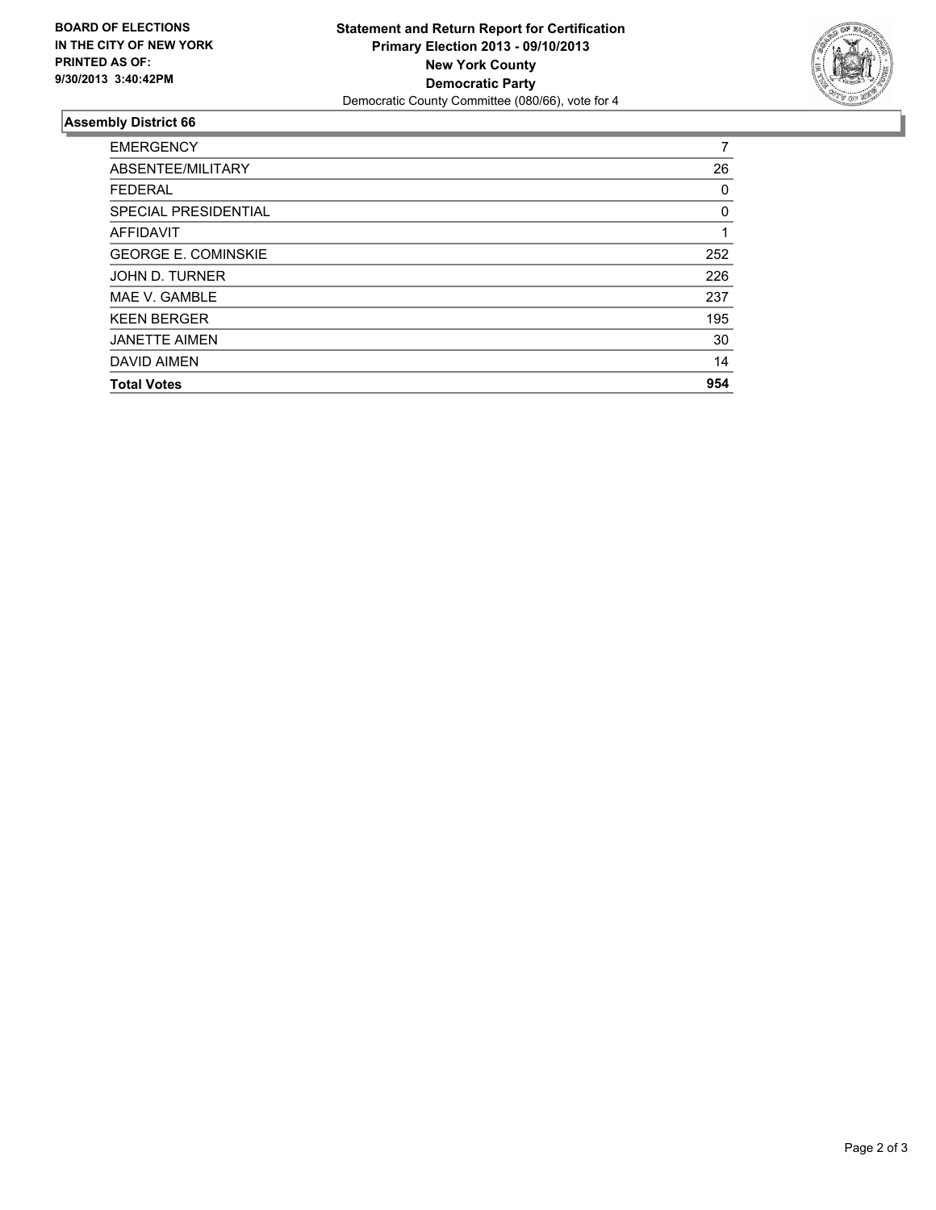**BOARD OF ELECTIONS IN THE CITY OF NEW YORK PRINTED AS OF: 9/30/2013 3:40:42PM**

**Statement and Return Report for Certification**
**Primary Election 2013 - 09/10/2013**
**New York County**
**Democratic Party**
Democratic County Committee (080/66), vote for 4

## Assembly District 66

| | |
|---|---|
| EMERGENCY | 7 |
| ABSENTEE/MILITARY | 26 |
| FEDERAL | 0 |
| SPECIAL PRESIDENTIAL | 0 |
| AFFIDAVIT | 1 |
| GEORGE E. COMINSKIE | 252 |
| JOHN D. TURNER | 226 |
| MAE V. GAMBLE | 237 |
| KEEN BERGER | 195 |
| JANETTE AIMEN | 30 |
| DAVID AIMEN | 14 |
| **Total Votes** | **954** |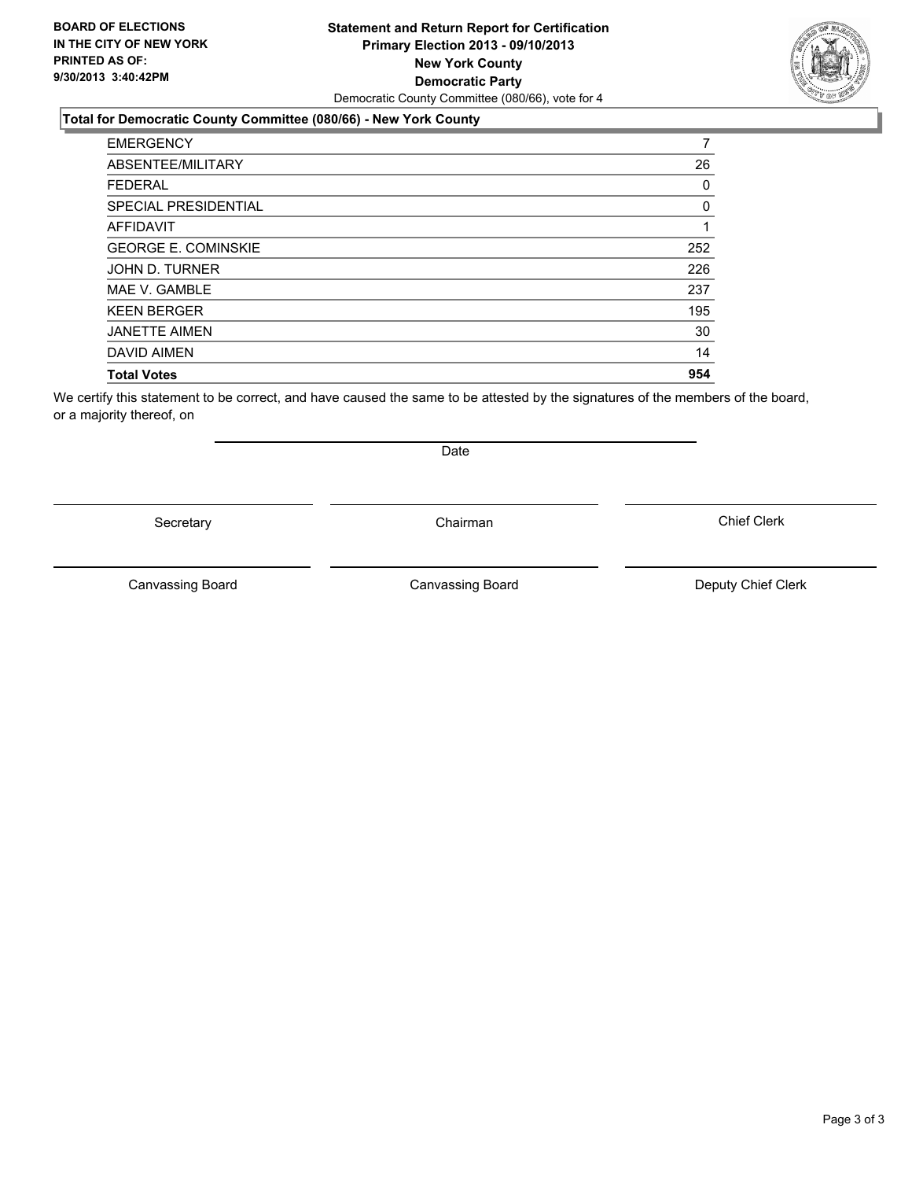**BOARD OF ELECTIONS IN THE CITY OF NEW YORK PRINTED AS OF: 9/30/2013 3:40:42PM**

**Statement and Return Report for Certification**
**Primary Election 2013 - 09/10/2013**
**New York County**
**Democratic Party**
Democratic County Committee (080/66), vote for 4

**Total for Democratic County Committee (080/66) - New York County**

| | |
|---|---|
| EMERGENCY | 7 |
| ABSENTEE/MILITARY | 26 |
| FEDERAL | 0 |
| SPECIAL PRESIDENTIAL | 0 |
| AFFIDAVIT | 1 |
| GEORGE E. COMINSKIE | 252 |
| JOHN D. TURNER | 226 |
| MAE V. GAMBLE | 237 |
| KEEN BERGER | 195 |
| JANETTE AIMEN | 30 |
| DAVID AIMEN | 14 |
| **Total Votes** | **954** |

We certify this statement to be correct, and have caused the same to be attested by the signatures of the members of the board, or a majority thereof, on

Date

Secretary

Chairman

Chief Clerk

Canvassing Board

Canvassing Board

Deputy Chief Clerk